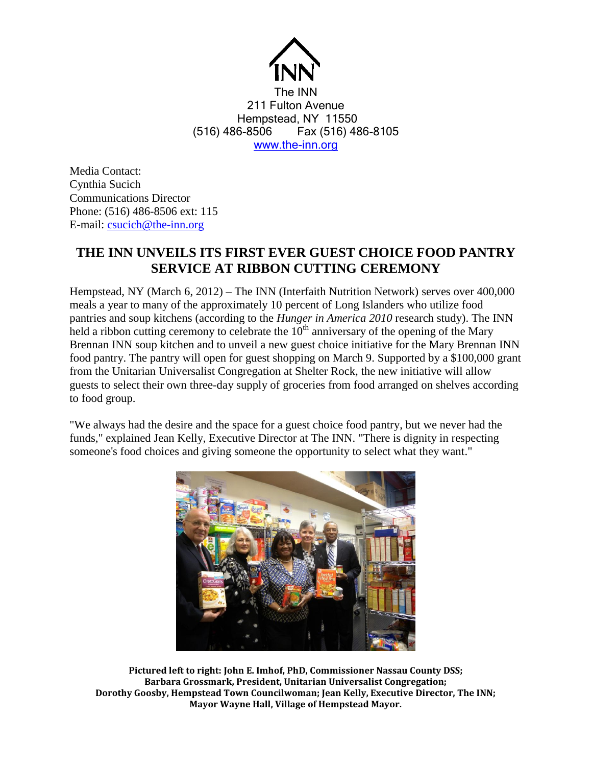The INN
211 Fulton Avenue
Hempstead, NY 11550
(516) 486-8506 Fax (516) 486-8105
www.the-inn.org

Media Contact:
Cynthia Sucich
Communications Director
Phone: (516) 486-8506 ext: 115
E-mail: csucich@the-inn.org

# THE INN UNVEILS ITS FIRST EVER GUEST CHOICE FOOD PANTRY SERVICE AT RIBBON CUTTING CEREMONY

Hempstead, NY (March 6, 2012) – The INN (Interfaith Nutrition Network) serves over 400,000 meals a year to many of the approximately 10 percent of Long Islanders who utilize food pantries and soup kitchens (according to the *Hunger in America 2010* research study). The INN held a ribbon cutting ceremony to celebrate the 10th anniversary of the opening of the Mary Brennan INN soup kitchen and to unveil a new guest choice initiative for the Mary Brennan INN food pantry. The pantry will open for guest shopping on March 9. Supported by a $100,000 grant from the Unitarian Universalist Congregation at Shelter Rock, the new initiative will allow guests to select their own three-day supply of groceries from food arranged on shelves according to food group.

"We always had the desire and the space for a guest choice food pantry, but we never had the funds," explained Jean Kelly, Executive Director at The INN. "There is dignity in respecting someone's food choices and giving someone the opportunity to select what they want."

**Pictured left to right: John E. Imhof, PhD, Commissioner Nassau County DSS; Barbara Grossmark, President, Unitarian Universalist Congregation; Dorothy Goosby, Hempstead Town Councilwoman; Jean Kelly, Executive Director, The INN; Mayor Wayne Hall, Village of Hempstead Mayor.**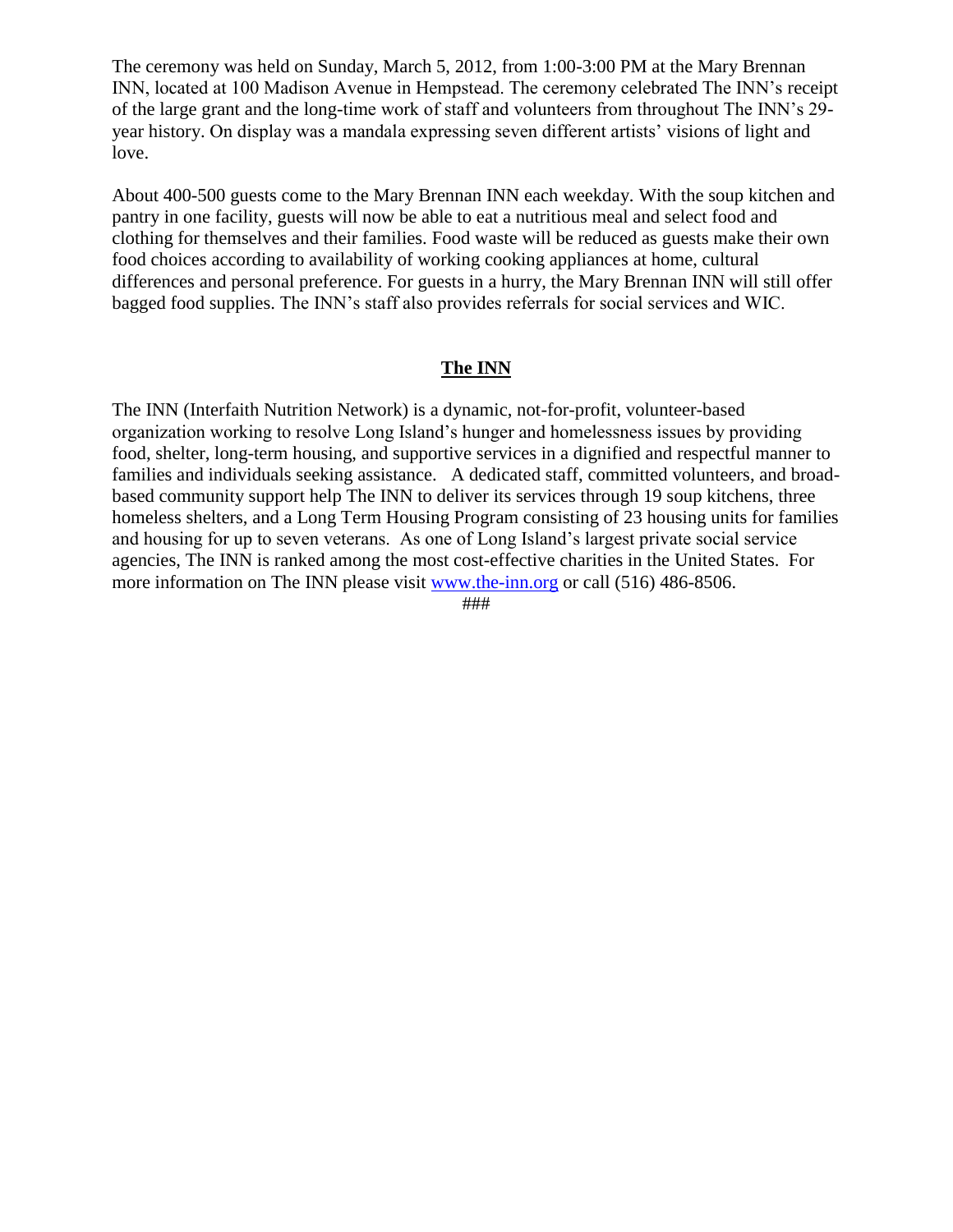The ceremony was held on Sunday, March 5, 2012, from 1:00-3:00 PM at the Mary Brennan INN, located at 100 Madison Avenue in Hempstead. The ceremony celebrated The INN's receipt of the large grant and the long-time work of staff and volunteers from throughout The INN's 29-year history. On display was a mandala expressing seven different artists' visions of light and love.

About 400-500 guests come to the Mary Brennan INN each weekday. With the soup kitchen and pantry in one facility, guests will now be able to eat a nutritious meal and select food and clothing for themselves and their families. Food waste will be reduced as guests make their own food choices according to availability of working cooking appliances at home, cultural differences and personal preference. For guests in a hurry, the Mary Brennan INN will still offer bagged food supplies. The INN's staff also provides referrals for social services and WIC.

## **The INN**

The INN (Interfaith Nutrition Network) is a dynamic, not-for-profit, volunteer-based organization working to resolve Long Island's hunger and homelessness issues by providing food, shelter, long-term housing, and supportive services in a dignified and respectful manner to families and individuals seeking assistance. A dedicated staff, committed volunteers, and broad-based community support help The INN to deliver its services through 19 soup kitchens, three homeless shelters, and a Long Term Housing Program consisting of 23 housing units for families and housing for up to seven veterans. As one of Long Island's largest private social service agencies, The INN is ranked among the most cost-effective charities in the United States. For more information on The INN please visit www.the-inn.org or call (516) 486-8506.

###